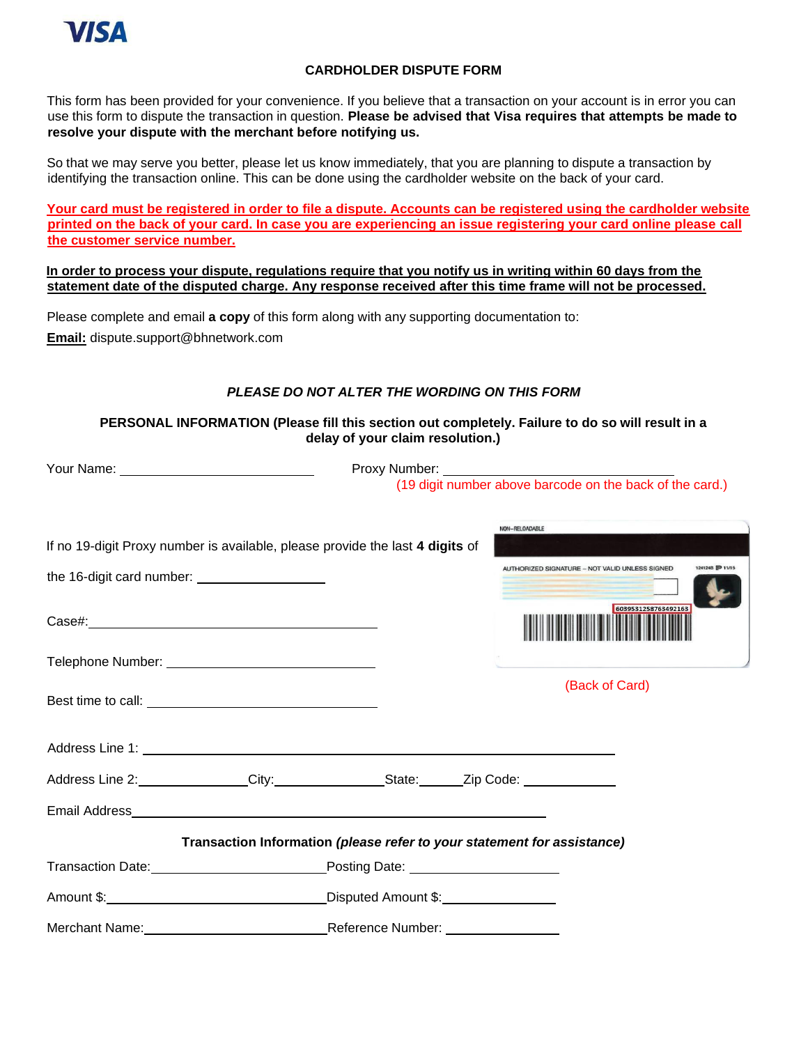VISA

## CARDHOLDER DISPUTE FORM

This form has been provided for your convenience. If you believe that a transaction on your account is in error you can use this form to dispute the transaction in question. **Please be advised that Visa requires that attempts be made to resolve your dispute with the merchant before notifying us.**

So that we may serve you better, please let us know immediately, that you are planning to dispute a transaction by identifying the transaction online. This can be done using the cardholder website on the back of your card.

**Your card must be registered in order to file a dispute. Accounts can be registered using the cardholder website printed on the back of your card. In case you are experiencing an issue registering your card online please call the customer service number.**

**In order to process your dispute, regulations require that you notify us in writing within 60 days from the statement date of the disputed charge. Any response received after this time frame will not be processed.**

Please complete and email **a copy** of this form along with any supporting documentation to:

**Email:** dispute.support@bhnetwork.com

***PLEASE DO NOT ALTER THE WORDING ON THIS FORM***

**PERSONAL INFORMATION (Please fill this section out completely. Failure to do so will result in a delay of your claim resolution.)**

Your Name: ____________________ Proxy Number: ____________________

(19 digit number above barcode on the back of the card.)

If no 19-digit Proxy number is available, please provide the last **4 digits** of the 16-digit card number: ____________

NON-RELOADABLE

AUTHORIZED SIGNATURE – NOT VALID UNLESS SIGNED

6039531258763492163

(Back of Card)

Case#: ____________________

Telephone Number: ____________________

Best time to call: ____________________

Address Line 1: ____________________

Address Line 2: __________ City: __________ State: ______ Zip Code: __________

Email Address ____________________

**Transaction Information *(please refer to your statement for assistance)***

Transaction Date: __________ Posting Date: __________

Amount $: __________ Disputed Amount $: __________

Merchant Name: __________ Reference Number: __________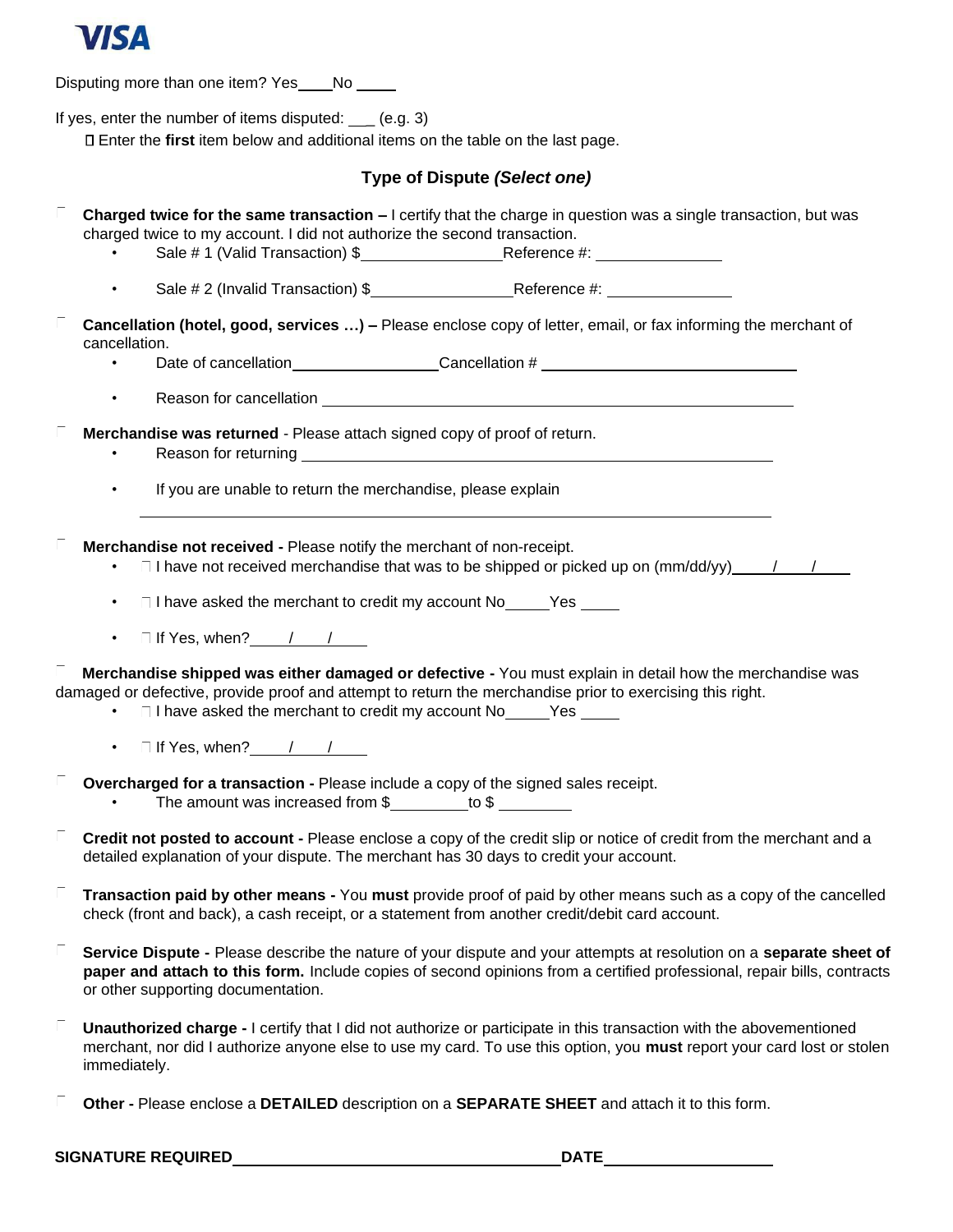VISA

Disputing more than one item? Yes____No _____

If yes, enter the number of items disputed: ___ (e.g. 3)

- Enter the **first** item below and additional items on the table on the last page.

## Type of Dispute *(Select one)*

- **Charged twice for the same transaction –** I certify that the charge in question was a single transaction, but was charged twice to my account. I did not authorize the second transaction.
  - Sale # 1 (Valid Transaction) $________________Reference #: ______________
  - Sale # 2 (Invalid Transaction) $________________Reference #: ______________
- **Cancellation (hotel, good, services …) –** Please enclose copy of letter, email, or fax informing the merchant of cancellation.
  - Date of cancellation_________________Cancellation # _____________________________
  - Reason for cancellation ______________________________________________________
- **Merchandise was returned** - Please attach signed copy of proof of return.
  - Reason for returning ________________________________________________________
  - If you are unable to return the merchandise, please explain

    ______________________________________________________________________
- **Merchandise not received -** Please notify the merchant of non-receipt.
  - I have not received merchandise that was to be shipped or picked up on (mm/dd/yy)____/____/____
  - I have asked the merchant to credit my account No_____Yes _____
  - If Yes, when?____/____/____
- **Merchandise shipped was either damaged or defective -** You must explain in detail how the merchandise was damaged or defective, provide proof and attempt to return the merchandise prior to exercising this right.
  - I have asked the merchant to credit my account No_____Yes _____
  - If Yes, when?____/____/____
- **Overcharged for a transaction -** Please include a copy of the signed sales receipt.
  - The amount was increased from $_________to $ _________
- **Credit not posted to account -** Please enclose a copy of the credit slip or notice of credit from the merchant and a detailed explanation of your dispute. The merchant has 30 days to credit your account.
- **Transaction paid by other means -** You **must** provide proof of paid by other means such as a copy of the cancelled check (front and back), a cash receipt, or a statement from another credit/debit card account.
- **Service Dispute -** Please describe the nature of your dispute and your attempts at resolution on a **separate sheet of paper and attach to this form.** Include copies of second opinions from a certified professional, repair bills, contracts or other supporting documentation.
- **Unauthorized charge -** I certify that I did not authorize or participate in this transaction with the abovementioned merchant, nor did I authorize anyone else to use my card. To use this option, you **must** report your card lost or stolen immediately.
- **Other -** Please enclose a **DETAILED** description on a **SEPARATE SHEET** and attach it to this form.

**SIGNATURE REQUIRED**________________________________________**DATE**____________________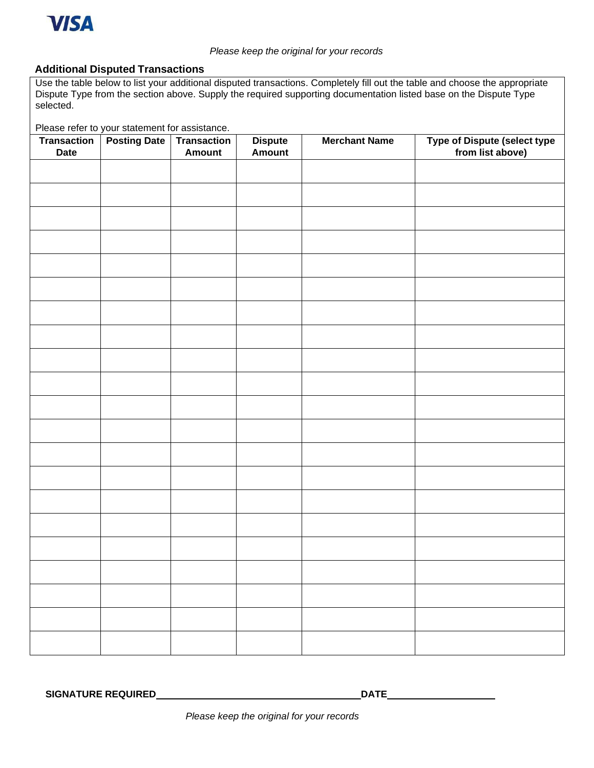VISA

*Please keep the original for your records*

## Additional Disputed Transactions

Use the table below to list your additional disputed transactions. Completely fill out the table and choose the appropriate Dispute Type from the section above. Supply the required supporting documentation listed base on the Dispute Type selected.

Please refer to your statement for assistance.

| Transaction Date | Posting Date | Transaction Amount | Dispute Amount | Merchant Name | Type of Dispute (select type from list above) |
|---|---|---|---|---|---|
| | | | | | |
| | | | | | |
| | | | | | |
| | | | | | |
| | | | | | |
| | | | | | |
| | | | | | |
| | | | | | |
| | | | | | |
| | | | | | |
| | | | | | |
| | | | | | |
| | | | | | |
| | | | | | |
| | | | | | |
| | | | | | |
| | | | | | |
| | | | | | |
| | | | | | |
| | | | | | |
| | | | | | |

**SIGNATURE REQUIRED**\_\_\_\_\_\_\_\_\_\_\_\_\_\_\_\_\_\_\_\_\_\_\_\_\_\_\_\_\_\_\_\_\_\_\_\_ **DATE**\_\_\_\_\_\_\_\_\_\_\_\_\_\_\_\_\_\_\_\_

*Please keep the original for your records*